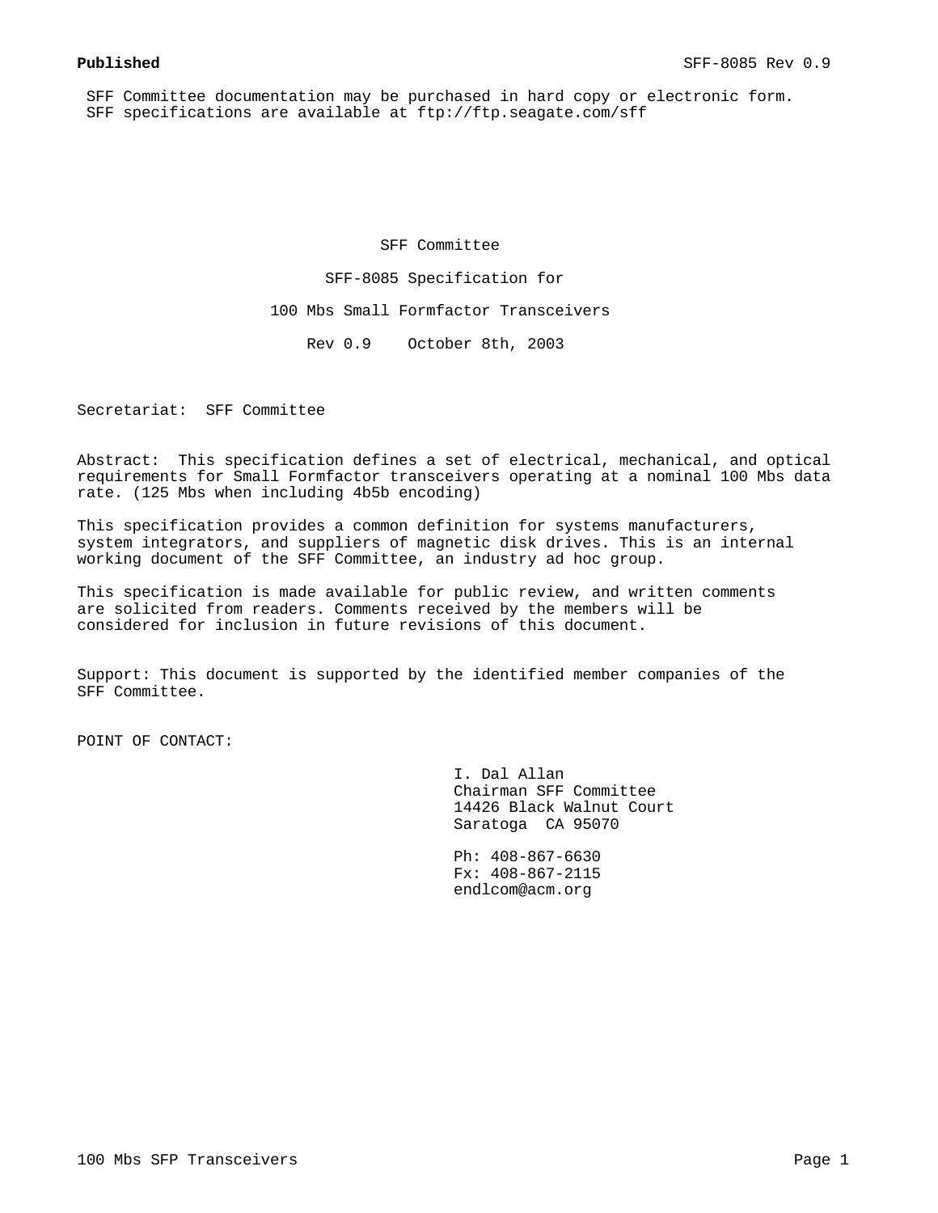**Published**

SFF Committee documentation may be purchased in hard copy or electronic form.
SFF specifications are available at ftp://ftp.seagate.com/sff

SFF Committee

SFF-8085 Specification for

100 Mbs Small Formfactor Transceivers

Rev 0.9 October 8th, 2003

Secretariat: SFF Committee

Abstract: This specification defines a set of electrical, mechanical, and optical requirements for Small Formfactor transceivers operating at a nominal 100 Mbs data rate. (125 Mbs when including 4b5b encoding)

This specification provides a common definition for systems manufacturers, system integrators, and suppliers of magnetic disk drives. This is an internal working document of the SFF Committee, an industry ad hoc group.

This specification is made available for public review, and written comments are solicited from readers. Comments received by the members will be considered for inclusion in future revisions of this document.

Support: This document is supported by the identified member companies of the SFF Committee.

POINT OF CONTACT:

I. Dal Allan
Chairman SFF Committee
14426 Black Walnut Court
Saratoga CA 95070

Ph: 408-867-6630
Fx: 408-867-2115
endlcom@acm.org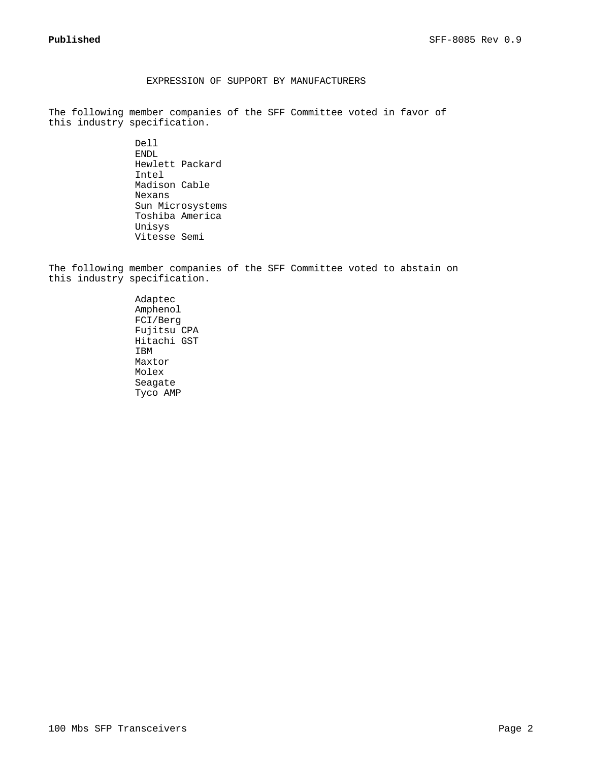# EXPRESSION OF SUPPORT BY MANUFACTURERS

The following member companies of the SFF Committee voted in favor of this industry specification.

- Dell
- ENDL
- Hewlett Packard
- Intel
- Madison Cable
- Nexans
- Sun Microsystems
- Toshiba America
- Unisys
- Vitesse Semi

The following member companies of the SFF Committee voted to abstain on this industry specification.

- Adaptec
- Amphenol
- FCI/Berg
- Fujitsu CPA
- Hitachi GST
- IBM
- Maxtor
- Molex
- Seagate
- Tyco AMP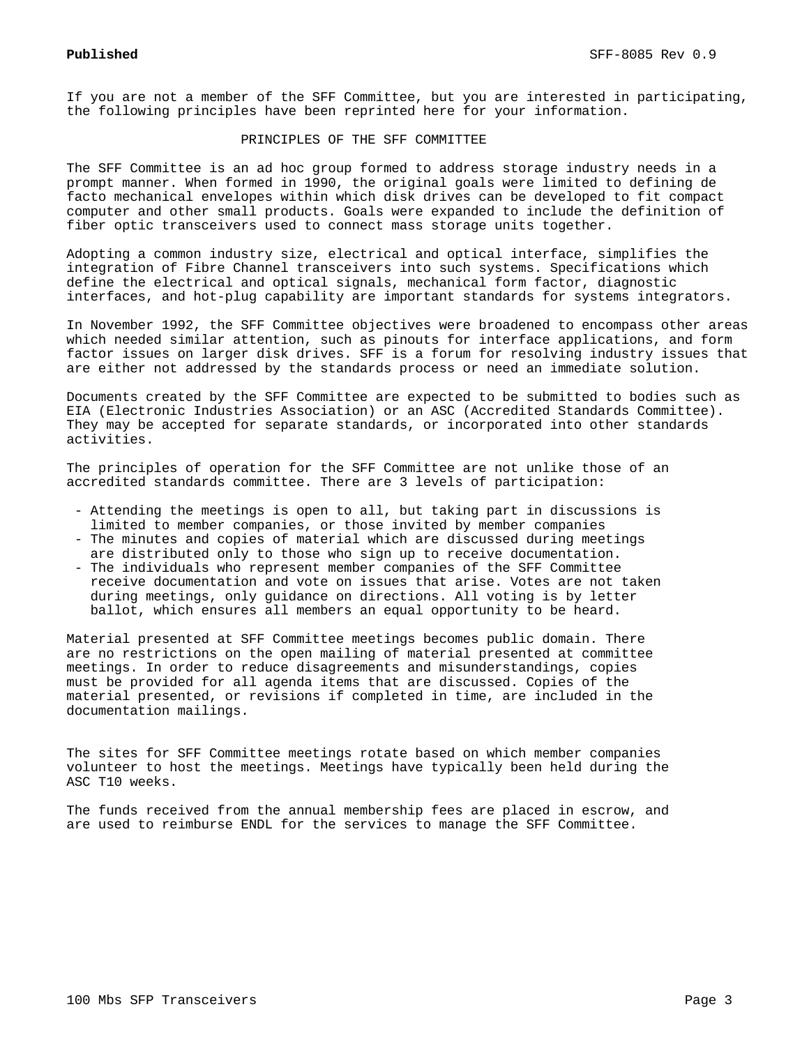If you are not a member of the SFF Committee, but you are interested in participating, the following principles have been reprinted here for your information.

## PRINCIPLES OF THE SFF COMMITTEE

The SFF Committee is an ad hoc group formed to address storage industry needs in a prompt manner. When formed in 1990, the original goals were limited to defining de facto mechanical envelopes within which disk drives can be developed to fit compact computer and other small products. Goals were expanded to include the definition of fiber optic transceivers used to connect mass storage units together.

Adopting a common industry size, electrical and optical interface, simplifies the integration of Fibre Channel transceivers into such systems. Specifications which define the electrical and optical signals, mechanical form factor, diagnostic interfaces, and hot-plug capability are important standards for systems integrators.

In November 1992, the SFF Committee objectives were broadened to encompass other areas which needed similar attention, such as pinouts for interface applications, and form factor issues on larger disk drives. SFF is a forum for resolving industry issues that are either not addressed by the standards process or need an immediate solution.

Documents created by the SFF Committee are expected to be submitted to bodies such as EIA (Electronic Industries Association) or an ASC (Accredited Standards Committee). They may be accepted for separate standards, or incorporated into other standards activities.

The principles of operation for the SFF Committee are not unlike those of an accredited standards committee. There are 3 levels of participation:

- Attending the meetings is open to all, but taking part in discussions is limited to member companies, or those invited by member companies
- The minutes and copies of material which are discussed during meetings are distributed only to those who sign up to receive documentation.
- The individuals who represent member companies of the SFF Committee receive documentation and vote on issues that arise. Votes are not taken during meetings, only guidance on directions. All voting is by letter ballot, which ensures all members an equal opportunity to be heard.

Material presented at SFF Committee meetings becomes public domain. There are no restrictions on the open mailing of material presented at committee meetings. In order to reduce disagreements and misunderstandings, copies must be provided for all agenda items that are discussed. Copies of the material presented, or revisions if completed in time, are included in the documentation mailings.

The sites for SFF Committee meetings rotate based on which member companies volunteer to host the meetings. Meetings have typically been held during the ASC T10 weeks.

The funds received from the annual membership fees are placed in escrow, and are used to reimburse ENDL for the services to manage the SFF Committee.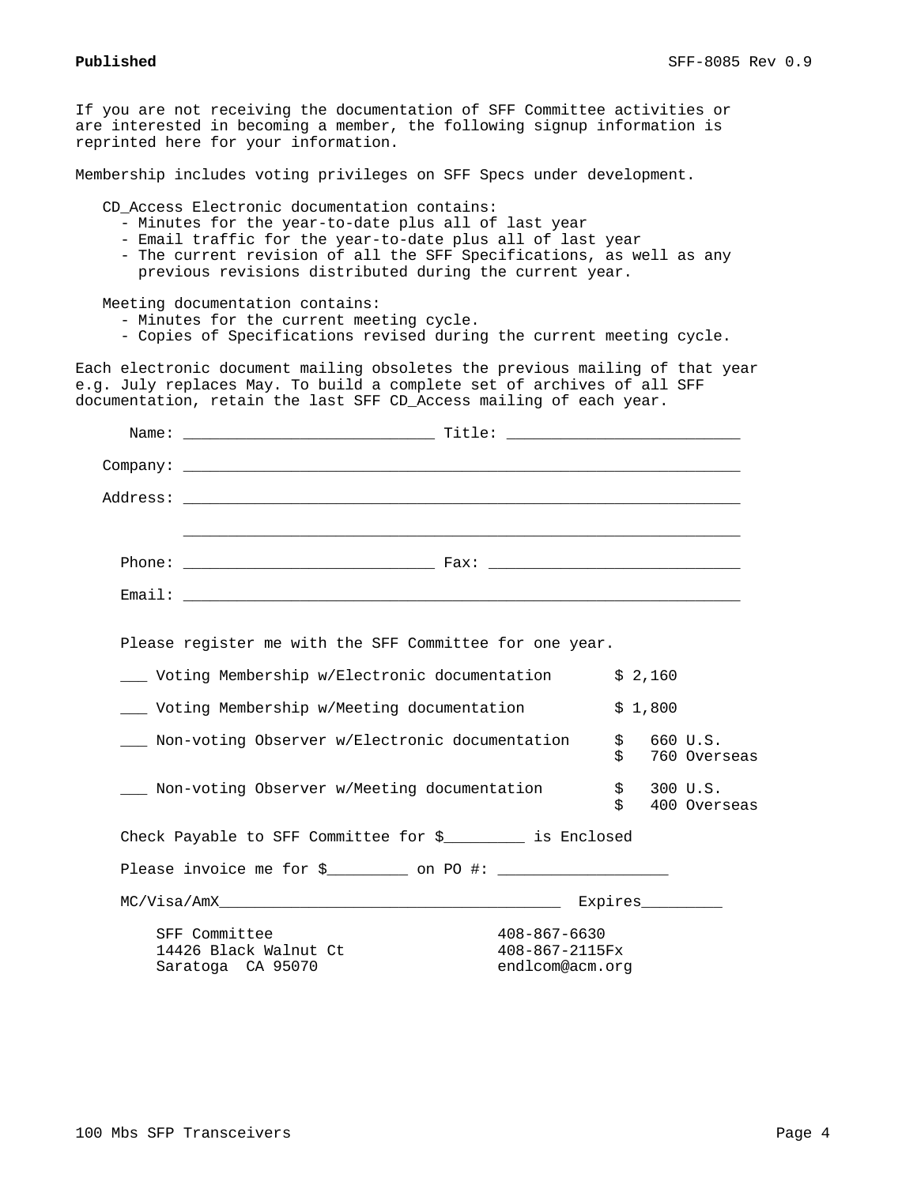If you are not receiving the documentation of SFF Committee activities or are interested in becoming a member, the following signup information is reprinted here for your information.

Membership includes voting privileges on SFF Specs under development.

CD_Access Electronic documentation contains:

- Minutes for the year-to-date plus all of last year
- Email traffic for the year-to-date plus all of last year
- The current revision of all the SFF Specifications, as well as any previous revisions distributed during the current year.

Meeting documentation contains:

- Minutes for the current meeting cycle.
- Copies of Specifications revised during the current meeting cycle.

Each electronic document mailing obsoletes the previous mailing of that year e.g. July replaces May. To build a complete set of archives of all SFF documentation, retain the last SFF CD_Access mailing of each year.

Name: ____________________________ Title: __________________________

Company: ______________________________________________________________

Address: ______________________________________________________________

______________________________________________________________

Phone: ____________________________ Fax: ____________________________

Email: ______________________________________________________________

Please register me with the SFF Committee for one year.

| | |
|---|---|
| ___ Voting Membership w/Electronic documentation | $ 2,160 |
| ___ Voting Membership w/Meeting documentation | $ 1,800 |
| ___ Non-voting Observer w/Electronic documentation | $ 660 U.S.<br>$ 760 Overseas |
| ___ Non-voting Observer w/Meeting documentation | $ 300 U.S.<br>$ 400 Overseas |

Check Payable to SFF Committee for $_________ is Enclosed

Please invoice me for $_________ on PO #: ___________________

MC/Visa/AmX______________________________________ Expires_________

SFF Committee
14426 Black Walnut Ct
Saratoga CA 95070

408-867-6630
408-867-2115Fx
endlcom@acm.org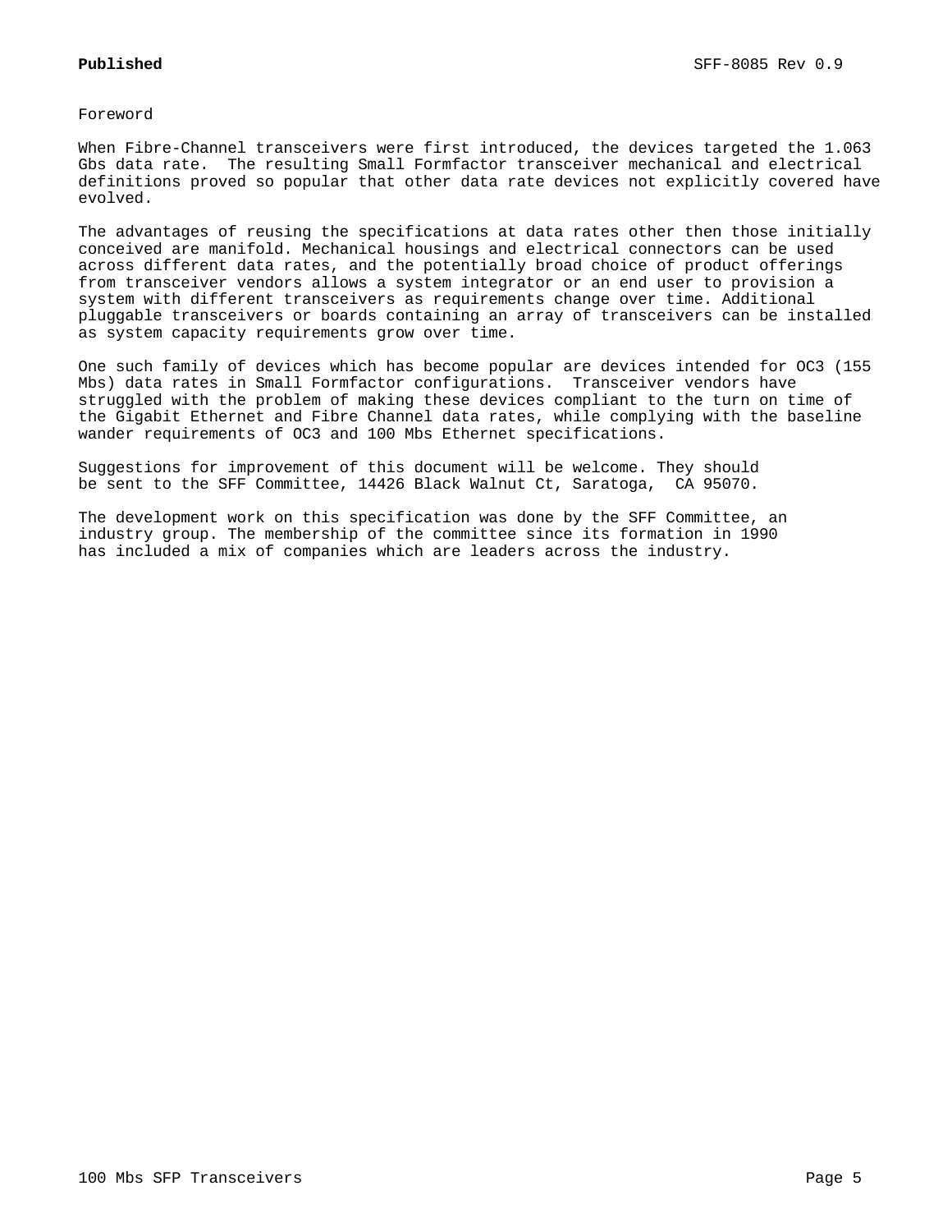# Foreword

When Fibre-Channel transceivers were first introduced, the devices targeted the 1.063 Gbs data rate. The resulting Small Formfactor transceiver mechanical and electrical definitions proved so popular that other data rate devices not explicitly covered have evolved.

The advantages of reusing the specifications at data rates other then those initially conceived are manifold. Mechanical housings and electrical connectors can be used across different data rates, and the potentially broad choice of product offerings from transceiver vendors allows a system integrator or an end user to provision a system with different transceivers as requirements change over time. Additional pluggable transceivers or boards containing an array of transceivers can be installed as system capacity requirements grow over time.

One such family of devices which has become popular are devices intended for OC3 (155 Mbs) data rates in Small Formfactor configurations. Transceiver vendors have struggled with the problem of making these devices compliant to the turn on time of the Gigabit Ethernet and Fibre Channel data rates, while complying with the baseline wander requirements of OC3 and 100 Mbs Ethernet specifications.

Suggestions for improvement of this document will be welcome. They should be sent to the SFF Committee, 14426 Black Walnut Ct, Saratoga, CA 95070.

The development work on this specification was done by the SFF Committee, an industry group. The membership of the committee since its formation in 1990 has included a mix of companies which are leaders across the industry.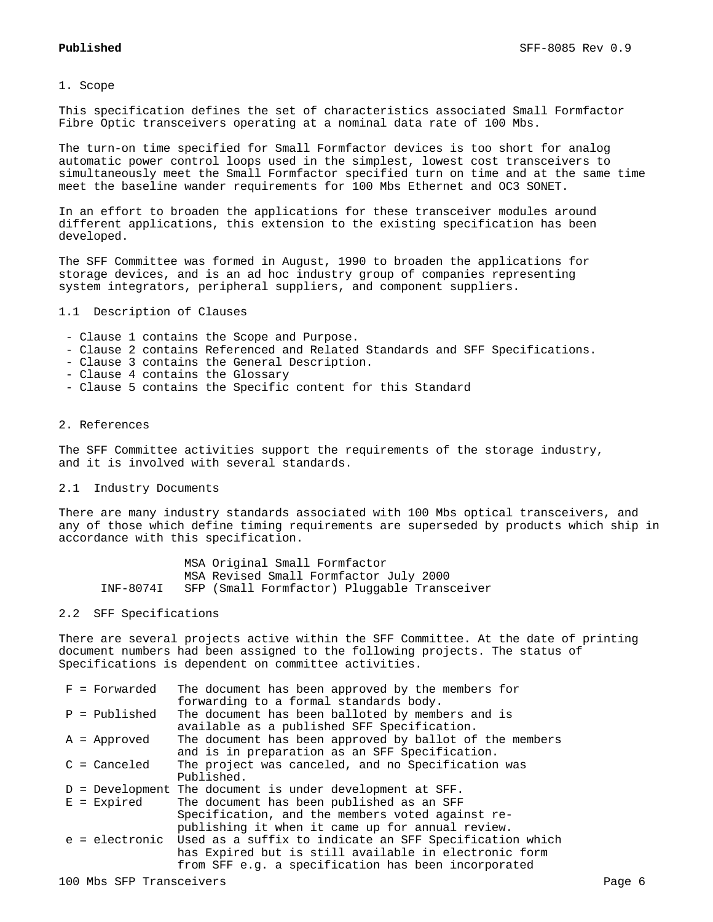## 1. Scope

This specification defines the set of characteristics associated Small Formfactor Fibre Optic transceivers operating at a nominal data rate of 100 Mbs.

The turn-on time specified for Small Formfactor devices is too short for analog automatic power control loops used in the simplest, lowest cost transceivers to simultaneously meet the Small Formfactor specified turn on time and at the same time meet the baseline wander requirements for 100 Mbs Ethernet and OC3 SONET.

In an effort to broaden the applications for these transceiver modules around different applications, this extension to the existing specification has been developed.

The SFF Committee was formed in August, 1990 to broaden the applications for storage devices, and is an ad hoc industry group of companies representing system integrators, peripheral suppliers, and component suppliers.

### 1.1 Description of Clauses

- Clause 1 contains the Scope and Purpose.
- Clause 2 contains Referenced and Related Standards and SFF Specifications.
- Clause 3 contains the General Description.
- Clause 4 contains the Glossary
- Clause 5 contains the Specific content for this Standard

## 2. References

The SFF Committee activities support the requirements of the storage industry, and it is involved with several standards.

### 2.1 Industry Documents

There are many industry standards associated with 100 Mbs optical transceivers, and any of those which define timing requirements are superseded by products which ship in accordance with this specification.

| | |
|---|---|
| | MSA Original Small Formfactor |
| | MSA Revised Small Formfactor July 2000 |
| INF-8074I | SFP (Small Formfactor) Pluggable Transceiver |

### 2.2 SFF Specifications

There are several projects active within the SFF Committee. At the date of printing document numbers had been assigned to the following projects. The status of Specifications is dependent on committee activities.

| | |
|---|---|
| F = Forwarded | The document has been approved by the members for forwarding to a formal standards body. |
| P = Published | The document has been balloted by members and is available as a published SFF Specification. |
| A = Approved | The document has been approved by ballot of the members and is in preparation as an SFF Specification. |
| C = Canceled | The project was canceled, and no Specification was Published. |
| D = Development | The document is under development at SFF. |
| E = Expired | The document has been published as an SFF Specification, and the members voted against re-publishing it when it came up for annual review. |
| e = electronic | Used as a suffix to indicate an SFF Specification which has Expired but is still available in electronic form from SFF e.g. a specification has been incorporated |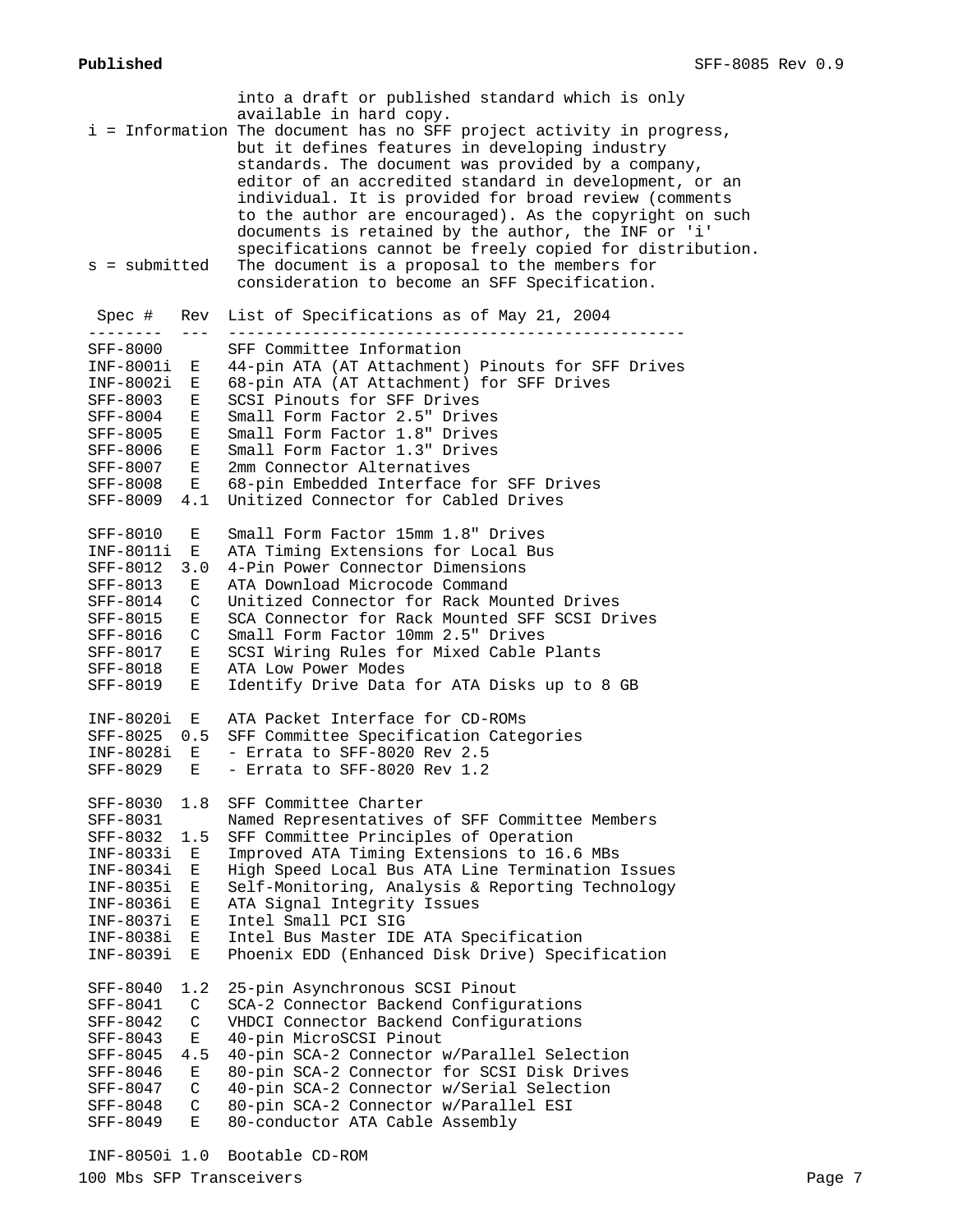into a draft or published standard which is only available in hard copy.

i = Information The document has no SFF project activity in progress, but it defines features in developing industry standards. The document was provided by a company, editor of an accredited standard in development, or an individual. It is provided for broad review (comments to the author are encouraged). As the copyright on such documents is retained by the author, the INF or 'i' specifications cannot be freely copied for distribution.

s = submitted The document is a proposal to the members for consideration to become an SFF Specification.

| Spec # | Rev | List of Specifications as of May 21, 2004 |
|---|---|---|
| SFF-8000 | | SFF Committee Information |
| INF-8001i | E | 44-pin ATA (AT Attachment) Pinouts for SFF Drives |
| INF-8002i | E | 68-pin ATA (AT Attachment) for SFF Drives |
| SFF-8003 | E | SCSI Pinouts for SFF Drives |
| SFF-8004 | E | Small Form Factor 2.5" Drives |
| SFF-8005 | E | Small Form Factor 1.8" Drives |
| SFF-8006 | E | Small Form Factor 1.3" Drives |
| SFF-8007 | E | 2mm Connector Alternatives |
| SFF-8008 | E | 68-pin Embedded Interface for SFF Drives |
| SFF-8009 | 4.1 | Unitized Connector for Cabled Drives |
| SFF-8010 | E | Small Form Factor 15mm 1.8" Drives |
| INF-8011i | E | ATA Timing Extensions for Local Bus |
| SFF-8012 | 3.0 | 4-Pin Power Connector Dimensions |
| SFF-8013 | E | ATA Download Microcode Command |
| SFF-8014 | C | Unitized Connector for Rack Mounted Drives |
| SFF-8015 | E | SCA Connector for Rack Mounted SFF SCSI Drives |
| SFF-8016 | C | Small Form Factor 10mm 2.5" Drives |
| SFF-8017 | E | SCSI Wiring Rules for Mixed Cable Plants |
| SFF-8018 | E | ATA Low Power Modes |
| SFF-8019 | E | Identify Drive Data for ATA Disks up to 8 GB |
| INF-8020i | E | ATA Packet Interface for CD-ROMs |
| SFF-8025 | 0.5 | SFF Committee Specification Categories |
| INF-8028i | E | - Errata to SFF-8020 Rev 2.5 |
| SFF-8029 | E | - Errata to SFF-8020 Rev 1.2 |
| SFF-8030 | 1.8 | SFF Committee Charter |
| SFF-8031 | | Named Representatives of SFF Committee Members |
| SFF-8032 | 1.5 | SFF Committee Principles of Operation |
| INF-8033i | E | Improved ATA Timing Extensions to 16.6 MBs |
| INF-8034i | E | High Speed Local Bus ATA Line Termination Issues |
| INF-8035i | E | Self-Monitoring, Analysis & Reporting Technology |
| INF-8036i | E | ATA Signal Integrity Issues |
| INF-8037i | E | Intel Small PCI SIG |
| INF-8038i | E | Intel Bus Master IDE ATA Specification |
| INF-8039i | E | Phoenix EDD (Enhanced Disk Drive) Specification |
| SFF-8040 | 1.2 | 25-pin Asynchronous SCSI Pinout |
| SFF-8041 | C | SCA-2 Connector Backend Configurations |
| SFF-8042 | C | VHDCI Connector Backend Configurations |
| SFF-8043 | E | 40-pin MicroSCSI Pinout |
| SFF-8045 | 4.5 | 40-pin SCA-2 Connector w/Parallel Selection |
| SFF-8046 | E | 80-pin SCA-2 Connector for SCSI Disk Drives |
| SFF-8047 | C | 40-pin SCA-2 Connector w/Serial Selection |
| SFF-8048 | C | 80-pin SCA-2 Connector w/Parallel ESI |
| SFF-8049 | E | 80-conductor ATA Cable Assembly |
| INF-8050i | 1.0 | Bootable CD-ROM |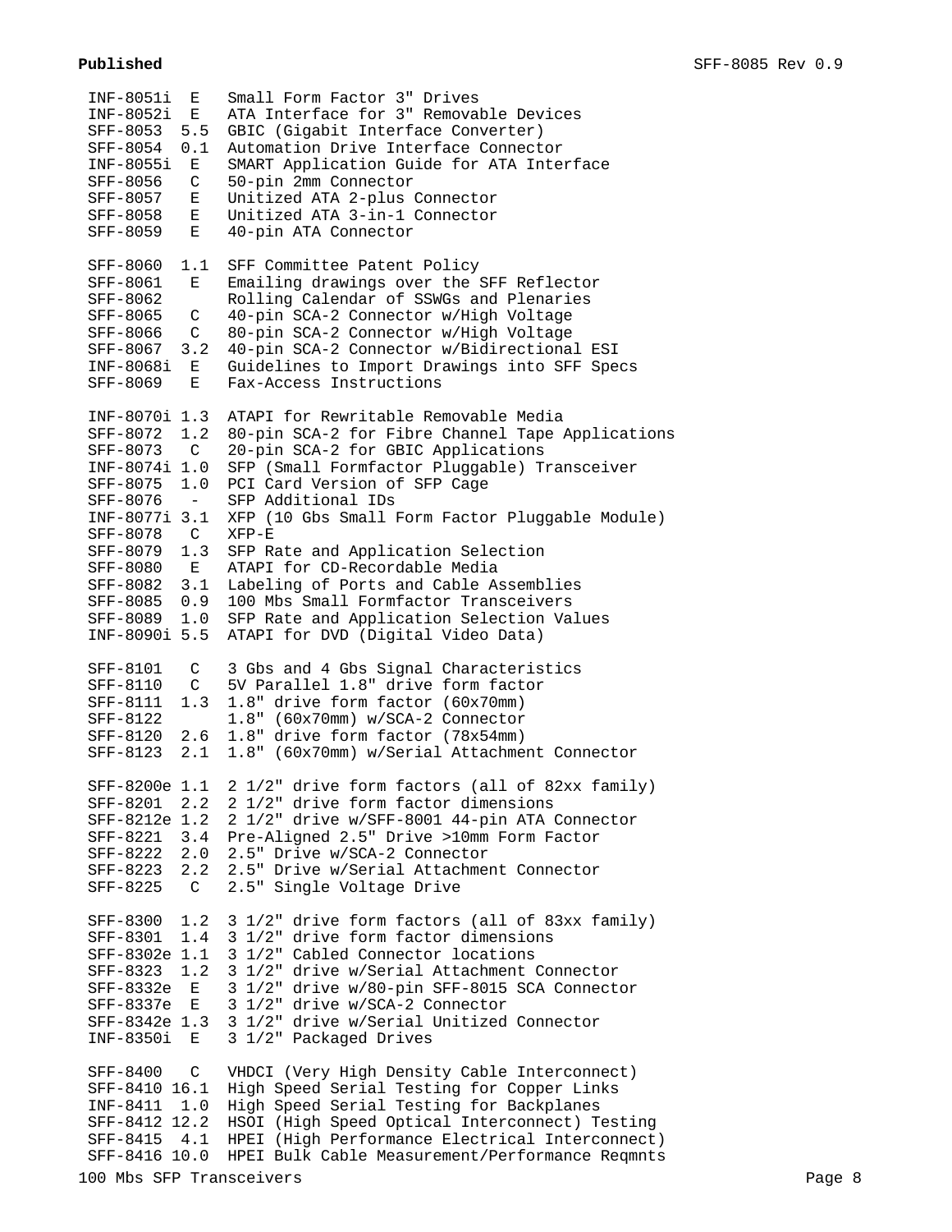```
INF-8051i  E   Small Form Factor 3" Drives
INF-8052i  E   ATA Interface for 3" Removable Devices
SFF-8053  5.5  GBIC (Gigabit Interface Converter)
SFF-8054  0.1  Automation Drive Interface Connector
INF-8055i  E   SMART Application Guide for ATA Interface
SFF-8056   C   50-pin 2mm Connector
SFF-8057   E   Unitized ATA 2-plus Connector
SFF-8058   E   Unitized ATA 3-in-1 Connector
SFF-8059   E   40-pin ATA Connector

SFF-8060  1.1  SFF Committee Patent Policy
SFF-8061   E   Emailing drawings over the SFF Reflector
SFF-8062       Rolling Calendar of SSWGs and Plenaries
SFF-8065   C   40-pin SCA-2 Connector w/High Voltage
SFF-8066   C   80-pin SCA-2 Connector w/High Voltage
SFF-8067  3.2  40-pin SCA-2 Connector w/Bidirectional ESI
INF-8068i  E   Guidelines to Import Drawings into SFF Specs
SFF-8069   E   Fax-Access Instructions

INF-8070i 1.3  ATAPI for Rewritable Removable Media
SFF-8072  1.2  80-pin SCA-2 for Fibre Channel Tape Applications
SFF-8073   C   20-pin SCA-2 for GBIC Applications
INF-8074i 1.0  SFP (Small Formfactor Pluggable) Transceiver
SFF-8075  1.0  PCI Card Version of SFP Cage
SFF-8076   -   SFP Additional IDs
INF-8077i 3.1  XFP (10 Gbs Small Form Factor Pluggable Module)
SFF-8078   C   XFP-E
SFF-8079  1.3  SFP Rate and Application Selection
SFF-8080   E   ATAPI for CD-Recordable Media
SFF-8082  3.1  Labeling of Ports and Cable Assemblies
SFF-8085  0.9  100 Mbs Small Formfactor Transceivers
SFF-8089  1.0  SFP Rate and Application Selection Values
INF-8090i 5.5  ATAPI for DVD (Digital Video Data)

SFF-8101   C   3 Gbs and 4 Gbs Signal Characteristics
SFF-8110   C   5V Parallel 1.8" drive form factor
SFF-8111  1.3  1.8" drive form factor (60x70mm)
SFF-8122       1.8" (60x70mm) w/SCA-2 Connector
SFF-8120  2.6  1.8" drive form factor (78x54mm)
SFF-8123  2.1  1.8" (60x70mm) w/Serial Attachment Connector

SFF-8200e 1.1  2 1/2" drive form factors (all of 82xx family)
SFF-8201  2.2  2 1/2" drive form factor dimensions
SFF-8212e 1.2  2 1/2" drive w/SFF-8001 44-pin ATA Connector
SFF-8221  3.4  Pre-Aligned 2.5" Drive >10mm Form Factor
SFF-8222  2.0  2.5" Drive w/SCA-2 Connector
SFF-8223  2.2  2.5" Drive w/Serial Attachment Connector
SFF-8225   C   2.5" Single Voltage Drive

SFF-8300  1.2  3 1/2" drive form factors (all of 83xx family)
SFF-8301  1.4  3 1/2" drive form factor dimensions
SFF-8302e 1.1  3 1/2" Cabled Connector locations
SFF-8323  1.2  3 1/2" drive w/Serial Attachment Connector
SFF-8332e  E   3 1/2" drive w/80-pin SFF-8015 SCA Connector
SFF-8337e  E   3 1/2" drive w/SCA-2 Connector
SFF-8342e 1.3  3 1/2" drive w/Serial Unitized Connector
INF-8350i  E   3 1/2" Packaged Drives

SFF-8400   C   VHDCI (Very High Density Cable Interconnect)
SFF-8410 16.1  High Speed Serial Testing for Copper Links
INF-8411  1.0  High Speed Serial Testing for Backplanes
SFF-8412 12.2  HSOI (High Speed Optical Interconnect) Testing
SFF-8415  4.1  HPEI (High Performance Electrical Interconnect)
SFF-8416 10.0  HPEI Bulk Cable Measurement/Performance Reqmnts
```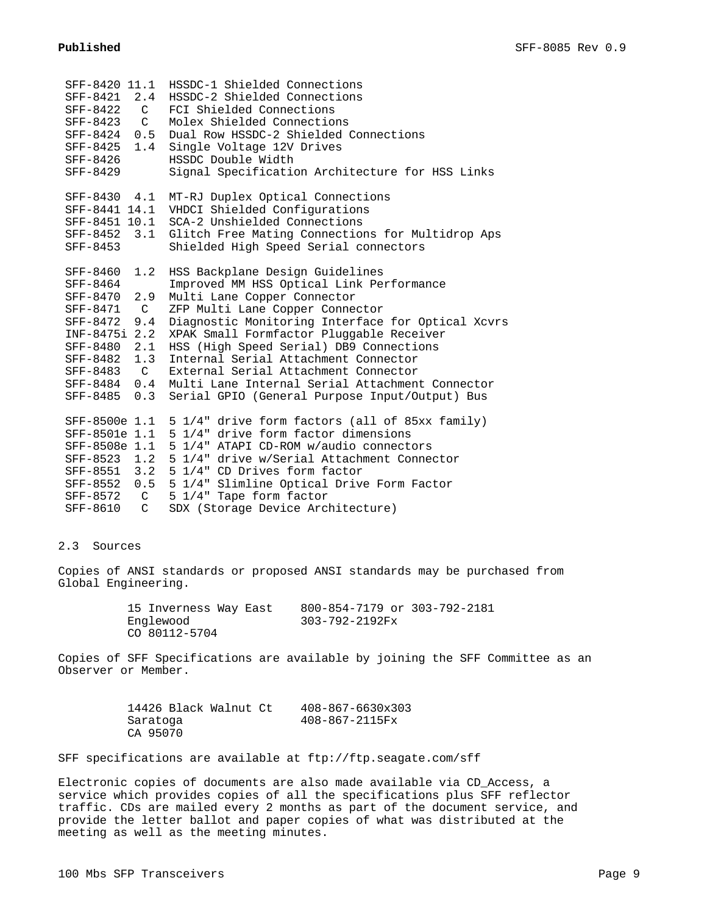| | | |
|---|---|---|
| SFF-8420 | 11.1 | HSSDC-1 Shielded Connections |
| SFF-8421 | 2.4 | HSSDC-2 Shielded Connections |
| SFF-8422 | C | FCI Shielded Connections |
| SFF-8423 | C | Molex Shielded Connections |
| SFF-8424 | 0.5 | Dual Row HSSDC-2 Shielded Connections |
| SFF-8425 | 1.4 | Single Voltage 12V Drives |
| SFF-8426 | | HSSDC Double Width |
| SFF-8429 | | Signal Specification Architecture for HSS Links |
| | | |
| SFF-8430 | 4.1 | MT-RJ Duplex Optical Connections |
| SFF-8441 | 14.1 | VHDCI Shielded Configurations |
| SFF-8451 | 10.1 | SCA-2 Unshielded Connections |
| SFF-8452 | 3.1 | Glitch Free Mating Connections for Multidrop Aps |
| SFF-8453 | | Shielded High Speed Serial connectors |
| | | |
| SFF-8460 | 1.2 | HSS Backplane Design Guidelines |
| SFF-8464 | | Improved MM HSS Optical Link Performance |
| SFF-8470 | 2.9 | Multi Lane Copper Connector |
| SFF-8471 | C | ZFP Multi Lane Copper Connector |
| SFF-8472 | 9.4 | Diagnostic Monitoring Interface for Optical Xcvrs |
| INF-8475i | 2.2 | XPAK Small Formfactor Pluggable Receiver |
| SFF-8480 | 2.1 | HSS (High Speed Serial) DB9 Connections |
| SFF-8482 | 1.3 | Internal Serial Attachment Connector |
| SFF-8483 | C | External Serial Attachment Connector |
| SFF-8484 | 0.4 | Multi Lane Internal Serial Attachment Connector |
| SFF-8485 | 0.3 | Serial GPIO (General Purpose Input/Output) Bus |
| | | |
| SFF-8500e | 1.1 | 5 1/4" drive form factors (all of 85xx family) |
| SFF-8501e | 1.1 | 5 1/4" drive form factor dimensions |
| SFF-8508e | 1.1 | 5 1/4" ATAPI CD-ROM w/audio connectors |
| SFF-8523 | 1.2 | 5 1/4" drive w/Serial Attachment Connector |
| SFF-8551 | 3.2 | 5 1/4" CD Drives form factor |
| SFF-8552 | 0.5 | 5 1/4" Slimline Optical Drive Form Factor |
| SFF-8572 | C | 5 1/4" Tape form factor |
| SFF-8610 | C | SDX (Storage Device Architecture) |

## 2.3 Sources

Copies of ANSI standards or proposed ANSI standards may be purchased from Global Engineering.

```
15 Inverness Way East    800-854-7179 or 303-792-2181
Englewood                303-792-2192Fx
CO 80112-5704
```

Copies of SFF Specifications are available by joining the SFF Committee as an Observer or Member.

```
14426 Black Walnut Ct    408-867-6630x303
Saratoga                 408-867-2115Fx
CA 95070
```

SFF specifications are available at ftp://ftp.seagate.com/sff

Electronic copies of documents are also made available via CD_Access, a service which provides copies of all the specifications plus SFF reflector traffic. CDs are mailed every 2 months as part of the document service, and provide the letter ballot and paper copies of what was distributed at the meeting as well as the meeting minutes.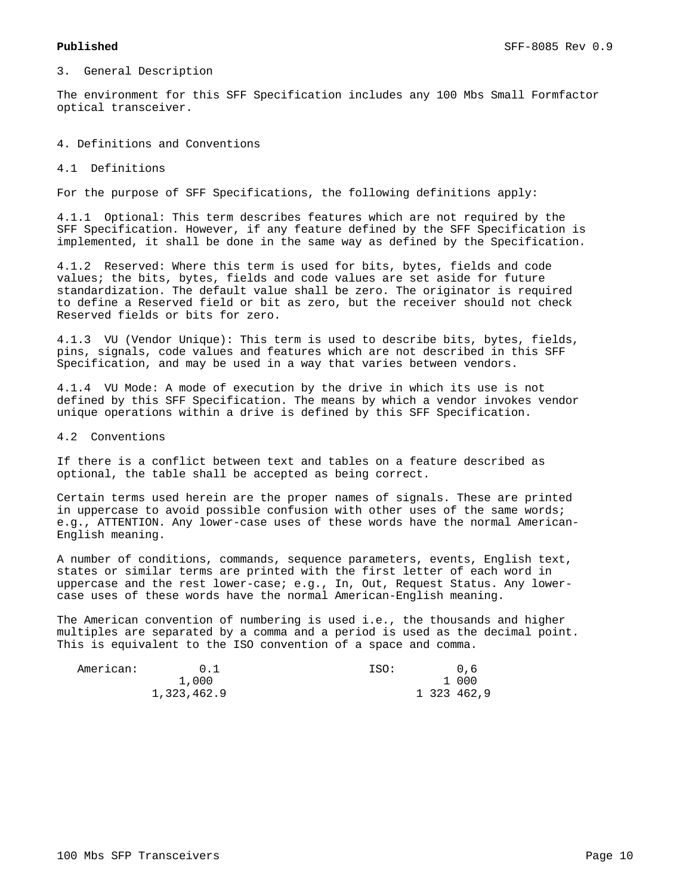## 3. General Description

The environment for this SFF Specification includes any 100 Mbs Small Formfactor optical transceiver.

## 4. Definitions and Conventions

### 4.1 Definitions

For the purpose of SFF Specifications, the following definitions apply:

4.1.1 Optional: This term describes features which are not required by the SFF Specification. However, if any feature defined by the SFF Specification is implemented, it shall be done in the same way as defined by the Specification.

4.1.2 Reserved: Where this term is used for bits, bytes, fields and code values; the bits, bytes, fields and code values are set aside for future standardization. The default value shall be zero. The originator is required to define a Reserved field or bit as zero, but the receiver should not check Reserved fields or bits for zero.

4.1.3 VU (Vendor Unique): This term is used to describe bits, bytes, fields, pins, signals, code values and features which are not described in this SFF Specification, and may be used in a way that varies between vendors.

4.1.4 VU Mode: A mode of execution by the drive in which its use is not defined by this SFF Specification. The means by which a vendor invokes vendor unique operations within a drive is defined by this SFF Specification.

### 4.2 Conventions

If there is a conflict between text and tables on a feature described as optional, the table shall be accepted as being correct.

Certain terms used herein are the proper names of signals. These are printed in uppercase to avoid possible confusion with other uses of the same words; e.g., ATTENTION. Any lower-case uses of these words have the normal American-English meaning.

A number of conditions, commands, sequence parameters, events, English text, states or similar terms are printed with the first letter of each word in uppercase and the rest lower-case; e.g., In, Out, Request Status. Any lower-case uses of these words have the normal American-English meaning.

The American convention of numbering is used i.e., the thousands and higher multiples are separated by a comma and a period is used as the decimal point. This is equivalent to the ISO convention of a space and comma.

| American: | | ISO: | |
|---|---|---|---|
| | 0.1 | | 0,6 |
| | 1,000 | | 1 000 |
| | 1,323,462.9 | | 1 323 462,9 |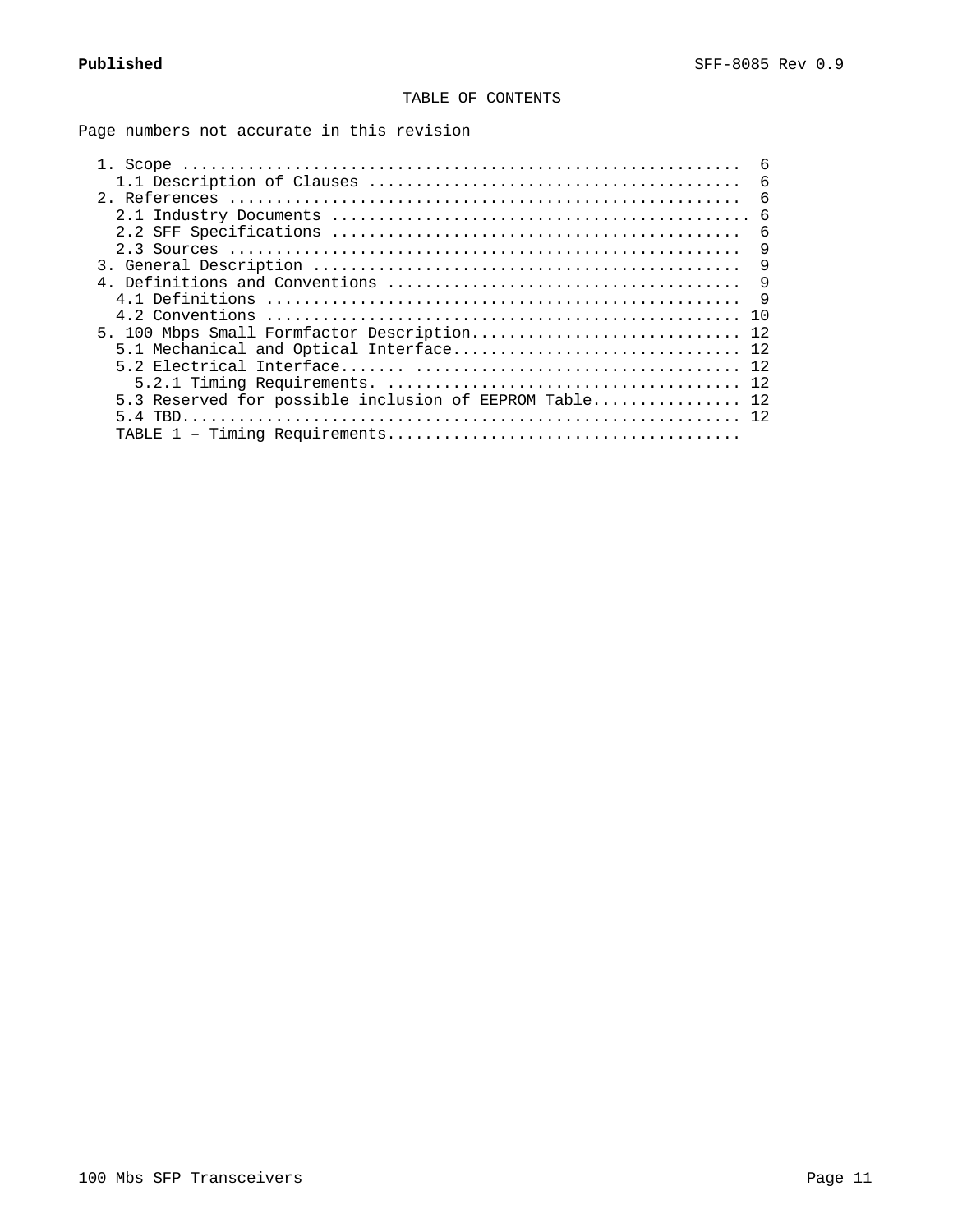TABLE OF CONTENTS

Page numbers not accurate in this revision

```
  1. Scope ..........................................................  6
    1.1 Description of Clauses ......................................  6
  2. References .....................................................  6
    2.1 Industry Documents ........................................... 6
    2.2 SFF Specifications ..........................................  6
    2.3 Sources .....................................................  9
  3. General Description ............................................  9
  4. Definitions and Conventions ....................................  9
    4.1 Definitions .................................................  9
    4.2 Conventions ................................................. 10
  5. 100 Mbps Small Formfactor Description............................ 12
    5.1 Mechanical and Optical Interface.............................. 12
    5.2 Electrical Interface....... .................................. 12
      5.2.1 Timing Requirements. ..................................... 12
    5.3 Reserved for possible inclusion of EEPROM Table................ 12
    5.4 TBD........................................................... 12
    TABLE 1 – Timing Requirements.....................................
```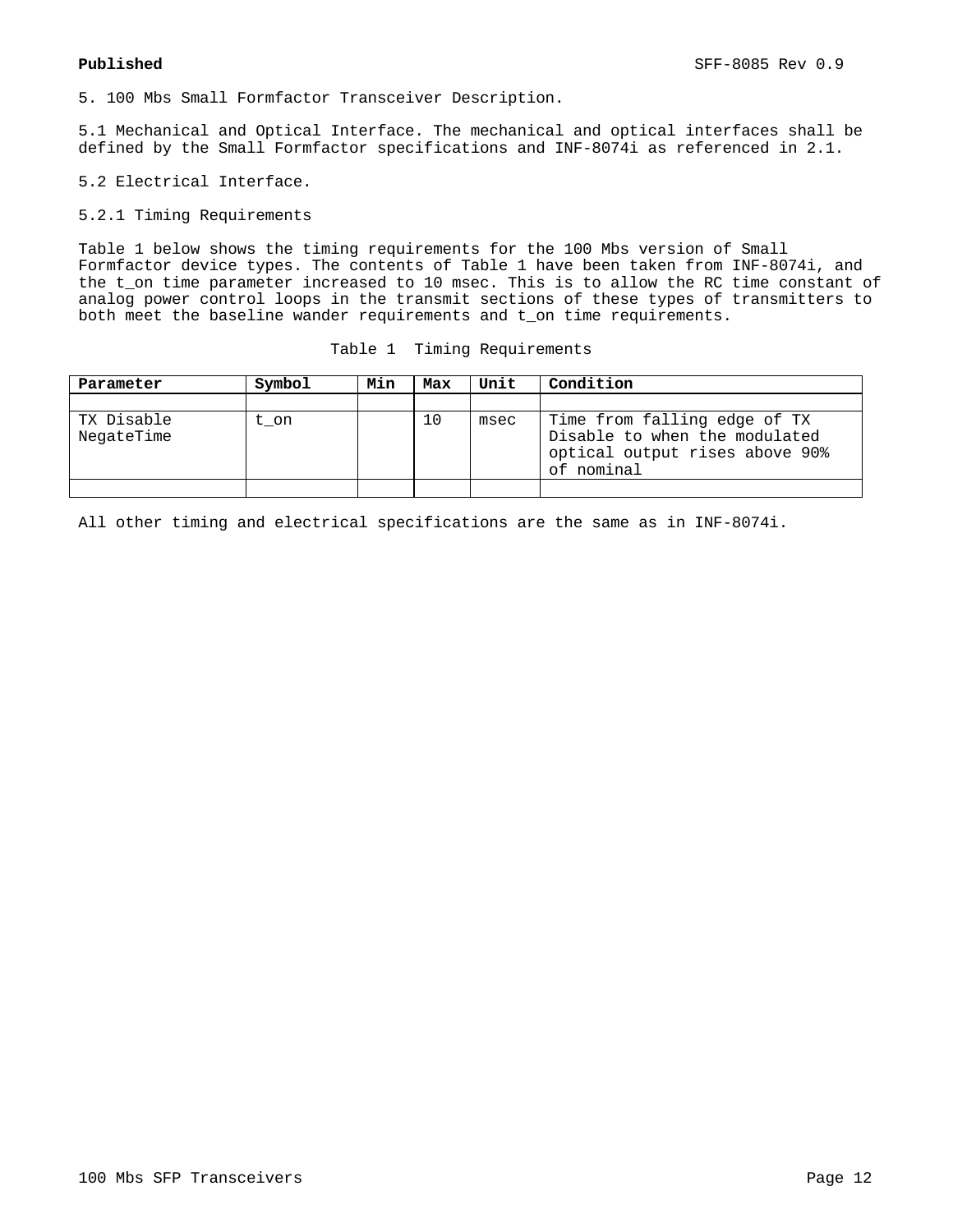5. 100 Mbs Small Formfactor Transceiver Description.

5.1 Mechanical and Optical Interface. The mechanical and optical interfaces shall be defined by the Small Formfactor specifications and INF-8074i as referenced in 2.1.

5.2 Electrical Interface.

5.2.1 Timing Requirements

Table 1 below shows the timing requirements for the 100 Mbs version of Small Formfactor device types. The contents of Table 1 have been taken from INF-8074i, and the t_on time parameter increased to 10 msec. This is to allow the RC time constant of analog power control loops in the transmit sections of these types of transmitters to both meet the baseline wander requirements and t_on time requirements.

Table 1 Timing Requirements

| Parameter | Symbol | Min | Max | Unit | Condition |
|---|---|---|---|---|---|
| | | | | | |
| TX Disable NegateTime | t_on | | 10 | msec | Time from falling edge of TX Disable to when the modulated optical output rises above 90% of nominal |
| | | | | | |

All other timing and electrical specifications are the same as in INF-8074i.